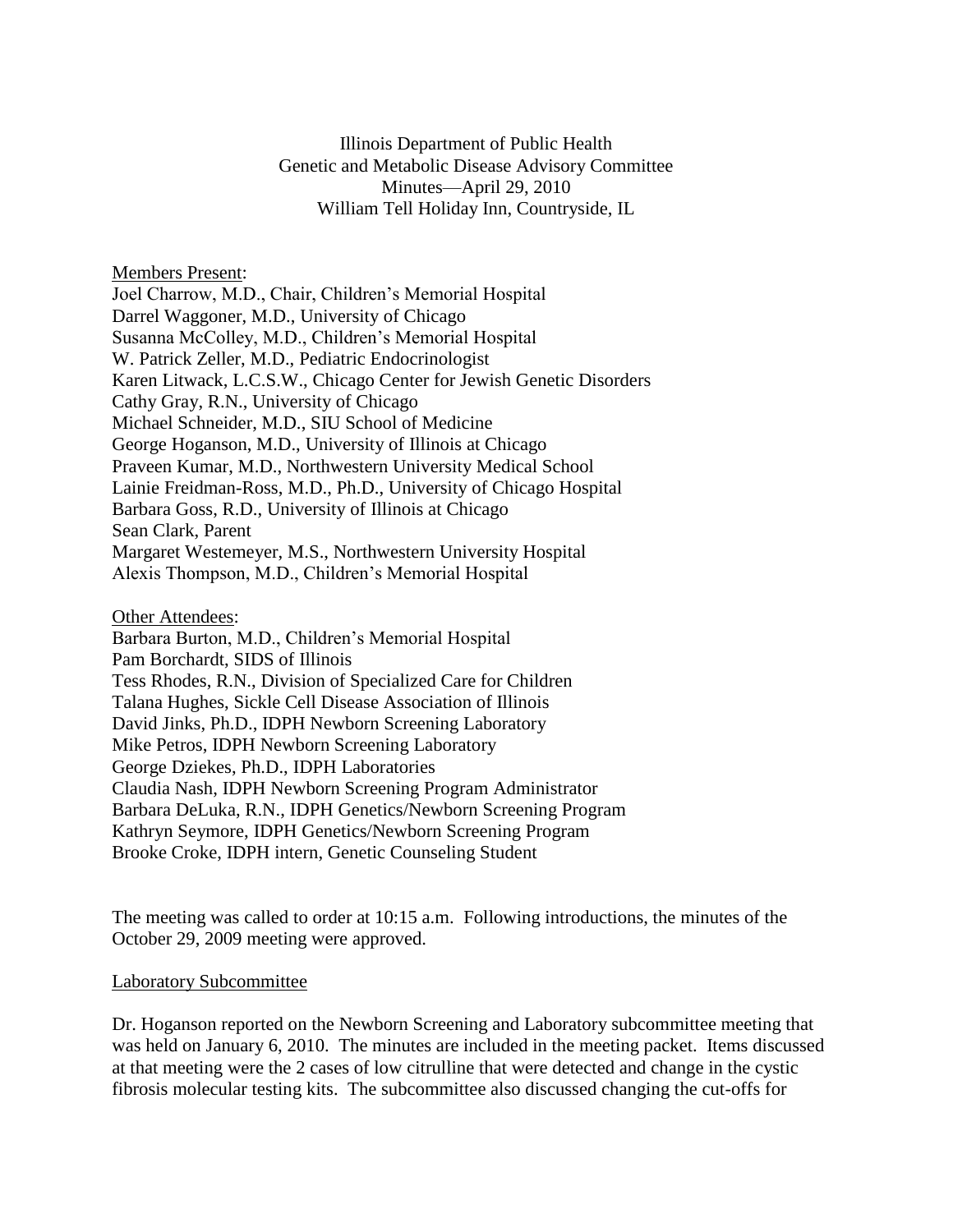Illinois Department of Public Health
Genetic and Metabolic Disease Advisory Committee
Minutes—April 29, 2010
William Tell Holiday Inn, Countryside, IL

Members Present:
Joel Charrow, M.D., Chair, Children's Memorial Hospital
Darrel Waggoner, M.D., University of Chicago
Susanna McColley, M.D., Children's Memorial Hospital
W. Patrick Zeller, M.D., Pediatric Endocrinologist
Karen Litwack, L.C.S.W., Chicago Center for Jewish Genetic Disorders
Cathy Gray, R.N., University of Chicago
Michael Schneider, M.D., SIU School of Medicine
George Hoganson, M.D., University of Illinois at Chicago
Praveen Kumar, M.D., Northwestern University Medical School
Lainie Freidman-Ross, M.D., Ph.D., University of Chicago Hospital
Barbara Goss, R.D., University of Illinois at Chicago
Sean Clark, Parent
Margaret Westemeyer, M.S., Northwestern University Hospital
Alexis Thompson, M.D., Children's Memorial Hospital

Other Attendees:
Barbara Burton, M.D., Children's Memorial Hospital
Pam Borchardt, SIDS of Illinois
Tess Rhodes, R.N., Division of Specialized Care for Children
Talana Hughes, Sickle Cell Disease Association of Illinois
David Jinks, Ph.D., IDPH Newborn Screening Laboratory
Mike Petros, IDPH Newborn Screening Laboratory
George Dziekes, Ph.D., IDPH Laboratories
Claudia Nash, IDPH Newborn Screening Program Administrator
Barbara DeLuka, R.N., IDPH Genetics/Newborn Screening Program
Kathryn Seymore, IDPH Genetics/Newborn Screening Program
Brooke Croke, IDPH intern, Genetic Counseling Student

The meeting was called to order at 10:15 a.m. Following introductions, the minutes of the October 29, 2009 meeting were approved.

Laboratory Subcommittee

Dr. Hoganson reported on the Newborn Screening and Laboratory subcommittee meeting that was held on January 6, 2010. The minutes are included in the meeting packet. Items discussed at that meeting were the 2 cases of low citrulline that were detected and change in the cystic fibrosis molecular testing kits. The subcommittee also discussed changing the cut-offs for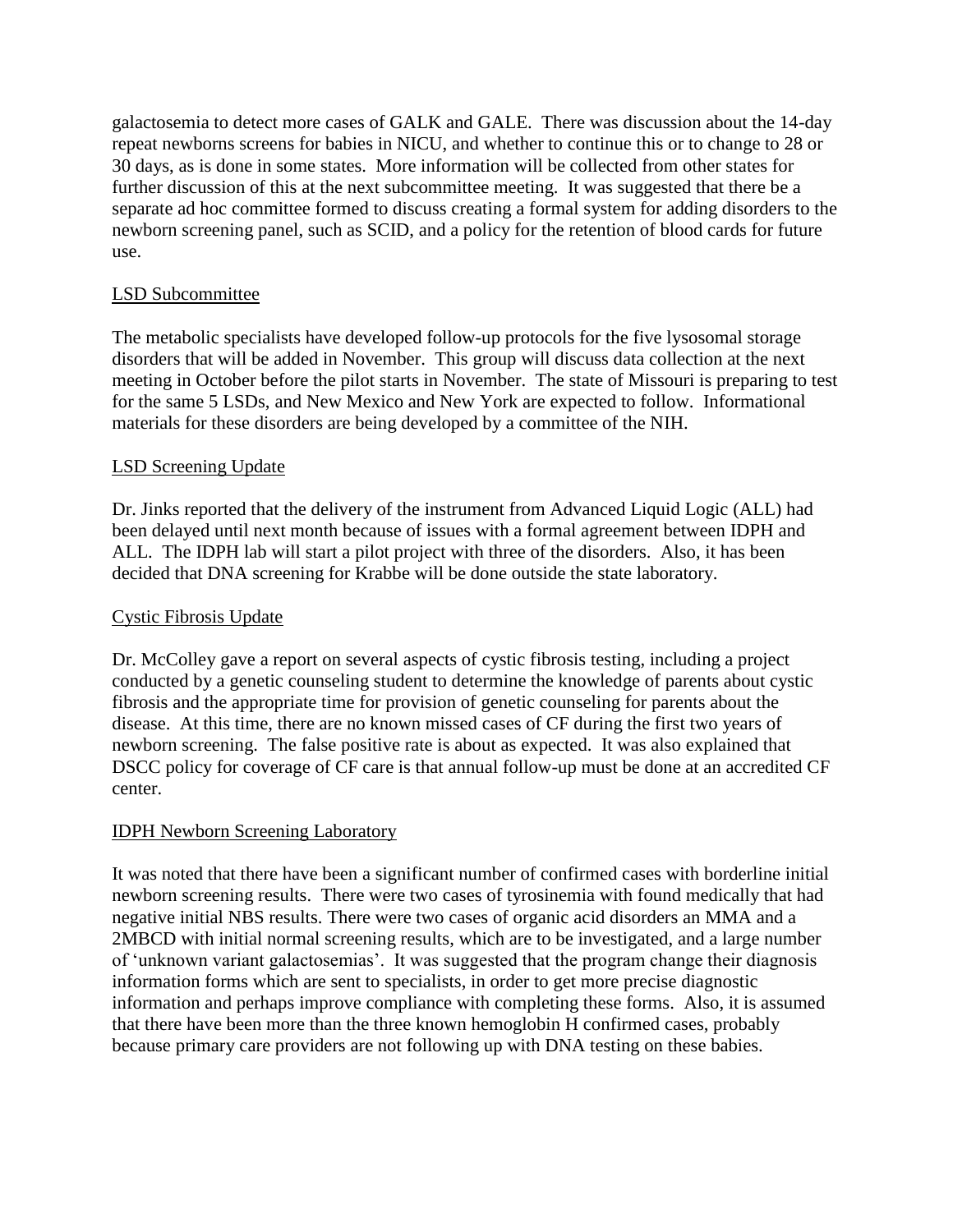galactosemia to detect more cases of GALK and GALE. There was discussion about the 14-day repeat newborns screens for babies in NICU, and whether to continue this or to change to 28 or 30 days, as is done in some states. More information will be collected from other states for further discussion of this at the next subcommittee meeting. It was suggested that there be a separate ad hoc committee formed to discuss creating a formal system for adding disorders to the newborn screening panel, such as SCID, and a policy for the retention of blood cards for future use.

## LSD Subcommittee

The metabolic specialists have developed follow-up protocols for the five lysosomal storage disorders that will be added in November. This group will discuss data collection at the next meeting in October before the pilot starts in November. The state of Missouri is preparing to test for the same 5 LSDs, and New Mexico and New York are expected to follow. Informational materials for these disorders are being developed by a committee of the NIH.

## LSD Screening Update

Dr. Jinks reported that the delivery of the instrument from Advanced Liquid Logic (ALL) had been delayed until next month because of issues with a formal agreement between IDPH and ALL. The IDPH lab will start a pilot project with three of the disorders. Also, it has been decided that DNA screening for Krabbe will be done outside the state laboratory.

## Cystic Fibrosis Update

Dr. McColley gave a report on several aspects of cystic fibrosis testing, including a project conducted by a genetic counseling student to determine the knowledge of parents about cystic fibrosis and the appropriate time for provision of genetic counseling for parents about the disease. At this time, there are no known missed cases of CF during the first two years of newborn screening. The false positive rate is about as expected. It was also explained that DSCC policy for coverage of CF care is that annual follow-up must be done at an accredited CF center.

## IDPH Newborn Screening Laboratory

It was noted that there have been a significant number of confirmed cases with borderline initial newborn screening results. There were two cases of tyrosinemia with found medically that had negative initial NBS results. There were two cases of organic acid disorders an MMA and a 2MBCD with initial normal screening results, which are to be investigated, and a large number of 'unknown variant galactosemias'. It was suggested that the program change their diagnosis information forms which are sent to specialists, in order to get more precise diagnostic information and perhaps improve compliance with completing these forms. Also, it is assumed that there have been more than the three known hemoglobin H confirmed cases, probably because primary care providers are not following up with DNA testing on these babies.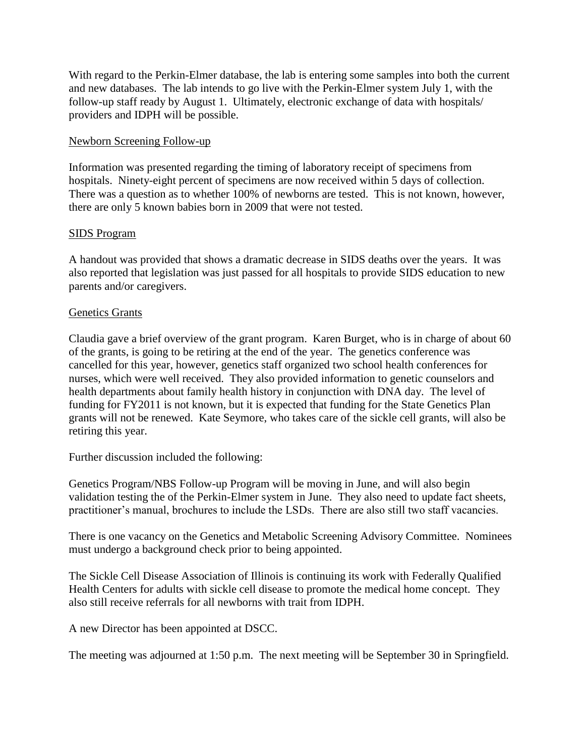With regard to the Perkin-Elmer database, the lab is entering some samples into both the current and new databases. The lab intends to go live with the Perkin-Elmer system July 1, with the follow-up staff ready by August 1. Ultimately, electronic exchange of data with hospitals/ providers and IDPH will be possible.

<u>Newborn Screening Follow-up</u>

Information was presented regarding the timing of laboratory receipt of specimens from hospitals. Ninety-eight percent of specimens are now received within 5 days of collection. There was a question as to whether 100% of newborns are tested. This is not known, however, there are only 5 known babies born in 2009 that were not tested.

<u>SIDS Program</u>

A handout was provided that shows a dramatic decrease in SIDS deaths over the years. It was also reported that legislation was just passed for all hospitals to provide SIDS education to new parents and/or caregivers.

<u>Genetics Grants</u>

Claudia gave a brief overview of the grant program. Karen Burget, who is in charge of about 60 of the grants, is going to be retiring at the end of the year. The genetics conference was cancelled for this year, however, genetics staff organized two school health conferences for nurses, which were well received. They also provided information to genetic counselors and health departments about family health history in conjunction with DNA day. The level of funding for FY2011 is not known, but it is expected that funding for the State Genetics Plan grants will not be renewed. Kate Seymore, who takes care of the sickle cell grants, will also be retiring this year.

Further discussion included the following:

Genetics Program/NBS Follow-up Program will be moving in June, and will also begin validation testing the of the Perkin-Elmer system in June. They also need to update fact sheets, practitioner's manual, brochures to include the LSDs. There are also still two staff vacancies.

There is one vacancy on the Genetics and Metabolic Screening Advisory Committee. Nominees must undergo a background check prior to being appointed.

The Sickle Cell Disease Association of Illinois is continuing its work with Federally Qualified Health Centers for adults with sickle cell disease to promote the medical home concept. They also still receive referrals for all newborns with trait from IDPH.

A new Director has been appointed at DSCC.

The meeting was adjourned at 1:50 p.m. The next meeting will be September 30 in Springfield.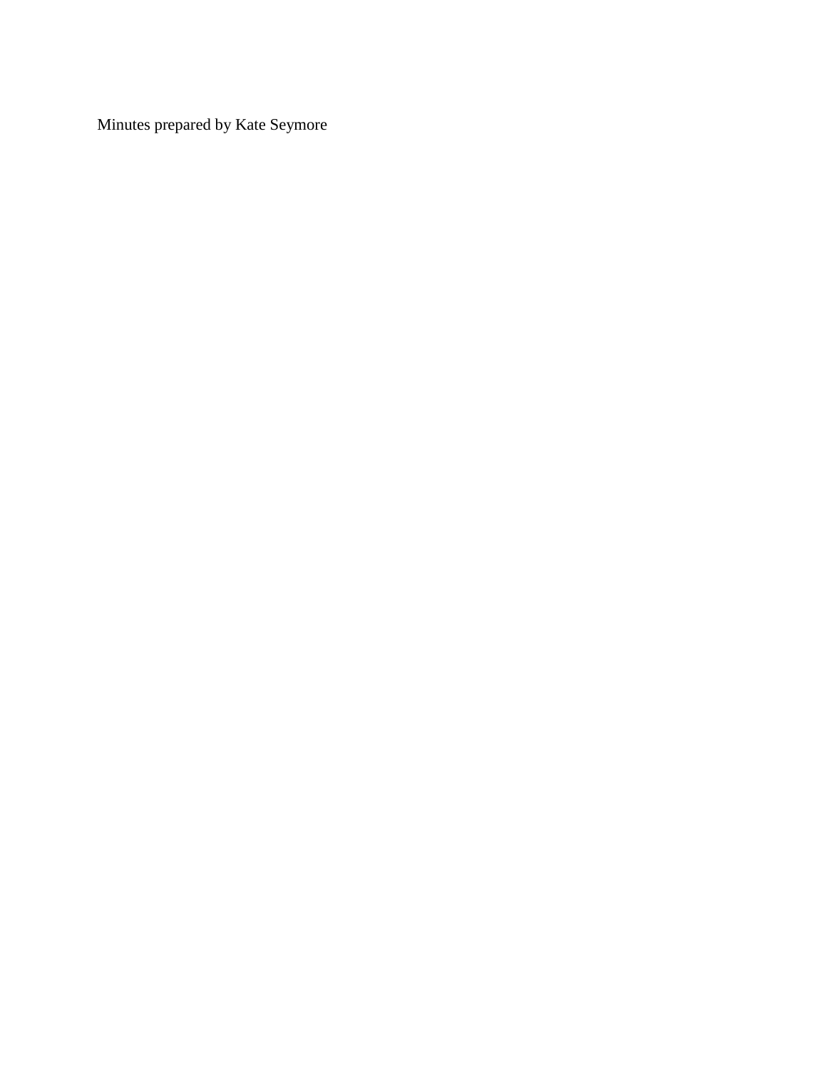Minutes prepared by Kate Seymore